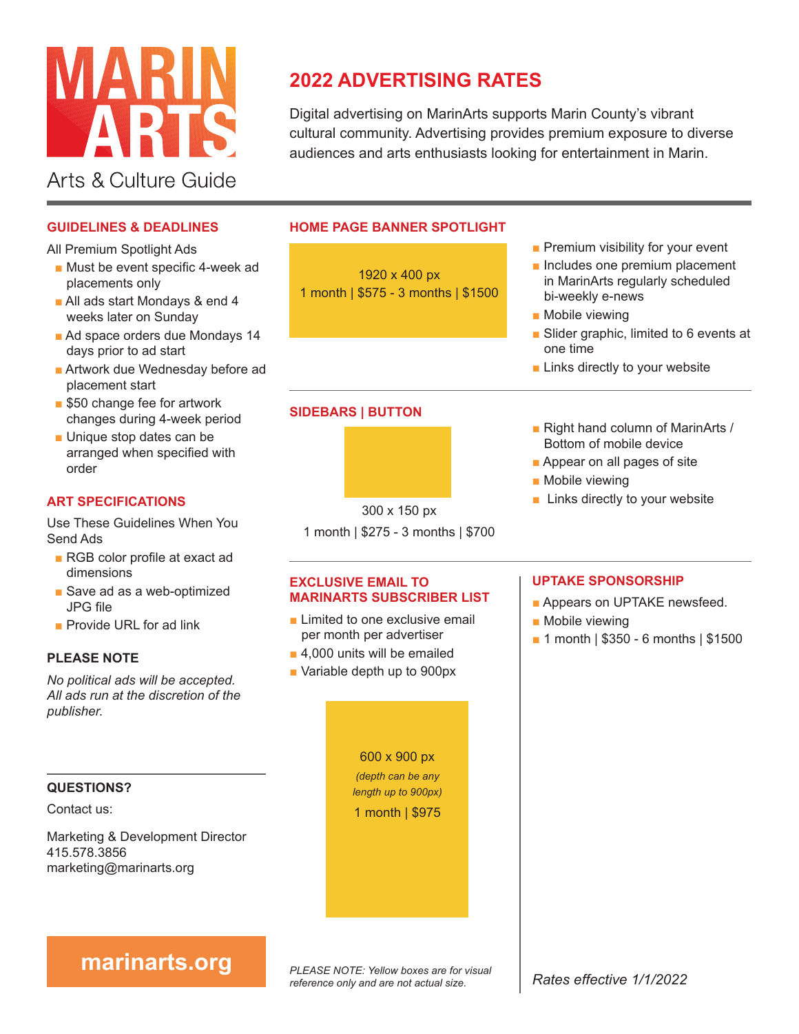# MARIN ARTS

Arts & Culture Guide

## 2022 ADVERTISING RATES

Digital advertising on MarinArts supports Marin County's vibrant cultural community. Advertising provides premium exposure to diverse audiences and arts enthusiasts looking for entertainment in Marin.

### GUIDELINES & DEADLINES

All Premium Spotlight Ads

- Must be event specific 4-week ad placements only
- All ads start Mondays & end 4 weeks later on Sunday
- Ad space orders due Mondays 14 days prior to ad start
- Artwork due Wednesday before ad placement start
- $50 change fee for artwork changes during 4-week period
- Unique stop dates can be arranged when specified with order

### ART SPECIFICATIONS

Use These Guidelines When You Send Ads

- RGB color profile at exact ad dimensions
- Save ad as a web-optimized JPG file
- Provide URL for ad link

### PLEASE NOTE

*No political ads will be accepted. All ads run at the discretion of the publisher.*

### QUESTIONS?

Contact us:

Marketing & Development Director
415.578.3856
marketing@marinarts.org

**marinarts.org**

### HOME PAGE BANNER SPOTLIGHT

1920 x 400 px
1 month | $575 - 3 months | $1500

- Premium visibility for your event
- Includes one premium placement in MarinArts regularly scheduled bi-weekly e-news
- Mobile viewing
- Slider graphic, limited to 6 events at one time
- Links directly to your website

### SIDEBARS | BUTTON

300 x 150 px
1 month | $275 - 3 months | $700

- Right hand column of MarinArts / Bottom of mobile device
- Appear on all pages of site
- Mobile viewing
- Links directly to your website

### EXCLUSIVE EMAIL TO MARINARTS SUBSCRIBER LIST

- Limited to one exclusive email per month per advertiser
- 4,000 units will be emailed
- Variable depth up to 900px

600 x 900 px
*(depth can be any length up to 900px)*
1 month | $975

### UPTAKE SPONSORSHIP

- Appears on UPTAKE newsfeed.
- Mobile viewing
- 1 month | $350 - 6 months | $1500

*PLEASE NOTE: Yellow boxes are for visual reference only and are not actual size.*

*Rates effective 1/1/2022*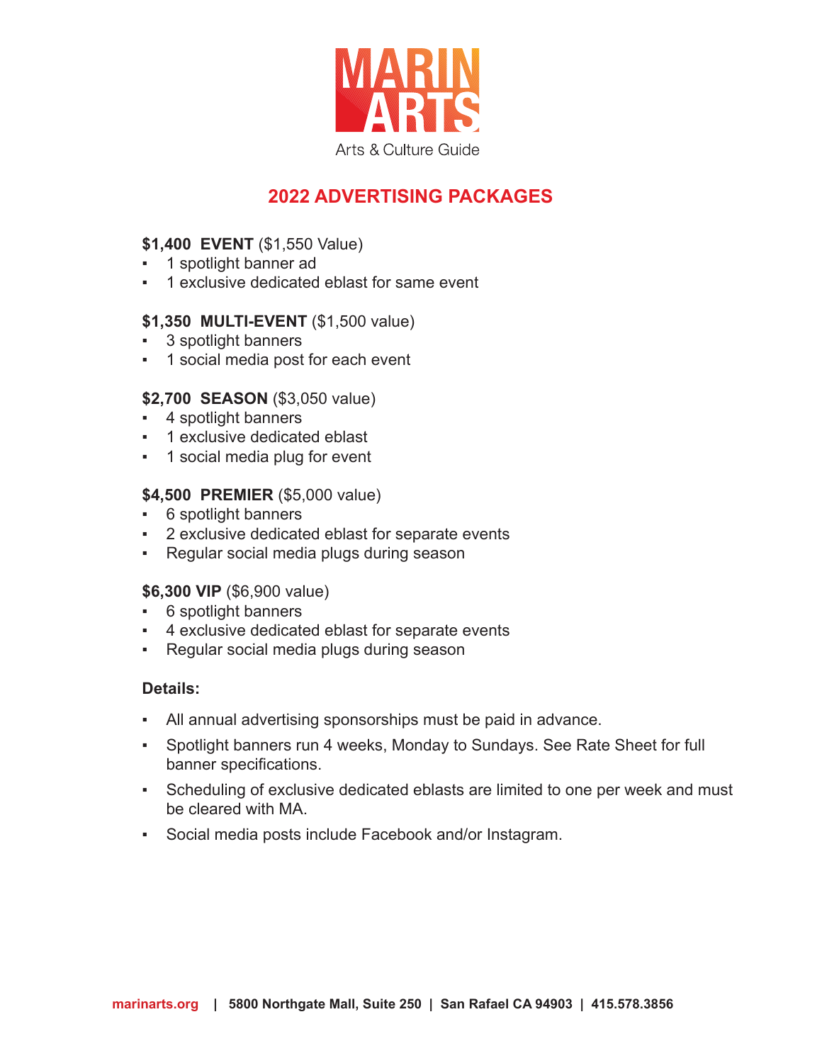# MARIN ARTS

Arts & Culture Guide

## 2022 ADVERTISING PACKAGES

**$1,400 EVENT** ($1,550 Value)
- 1 spotlight banner ad
- 1 exclusive dedicated eblast for same event

**$1,350 MULTI-EVENT** ($1,500 value)
- 3 spotlight banners
- 1 social media post for each event

**$2,700 SEASON** ($3,050 value)
- 4 spotlight banners
- 1 exclusive dedicated eblast
- 1 social media plug for event

**$4,500 PREMIER** ($5,000 value)
- 6 spotlight banners
- 2 exclusive dedicated eblast for separate events
- Regular social media plugs during season

**$6,300 VIP** ($6,900 value)
- 6 spotlight banners
- 4 exclusive dedicated eblast for separate events
- Regular social media plugs during season

**Details:**

- All annual advertising sponsorships must be paid in advance.
- Spotlight banners run 4 weeks, Monday to Sundays. See Rate Sheet for full banner specifications.
- Scheduling of exclusive dedicated eblasts are limited to one per week and must be cleared with MA.
- Social media posts include Facebook and/or Instagram.

marinarts.org | 5800 Northgate Mall, Suite 250 | San Rafael CA 94903 | 415.578.3856